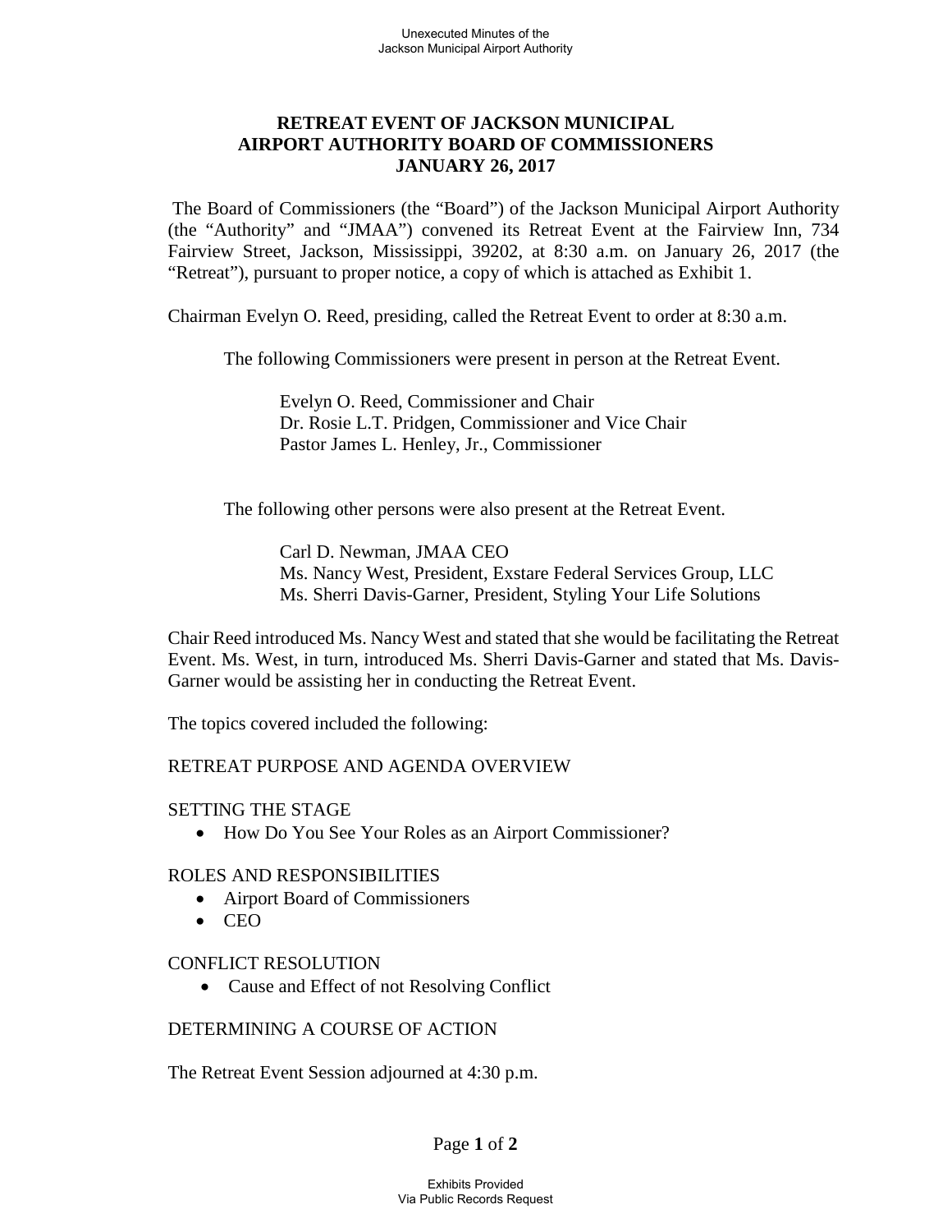# RETREAT EVENT OF JACKSON MUNICIPAL AIRPORT AUTHORITY BOARD OF COMMISSIONERS JANUARY 26, 2017

The Board of Commissioners (the "Board") of the Jackson Municipal Airport Authority (the "Authority" and "JMAA") convened its Retreat Event at the Fairview Inn, 734 Fairview Street, Jackson, Mississippi, 39202, at 8:30 a.m. on January 26, 2017 (the "Retreat"), pursuant to proper notice, a copy of which is attached as Exhibit 1.

Chairman Evelyn O. Reed, presiding, called the Retreat Event to order at 8:30 a.m.

The following Commissioners were present in person at the Retreat Event.

> Evelyn O. Reed, Commissioner and Chair
> Dr. Rosie L.T. Pridgen, Commissioner and Vice Chair
> Pastor James L. Henley, Jr., Commissioner

The following other persons were also present at the Retreat Event.

> Carl D. Newman, JMAA CEO
> Ms. Nancy West, President, Exstare Federal Services Group, LLC
> Ms. Sherri Davis-Garner, President, Styling Your Life Solutions

Chair Reed introduced Ms. Nancy West and stated that she would be facilitating the Retreat Event. Ms. West, in turn, introduced Ms. Sherri Davis-Garner and stated that Ms. Davis-Garner would be assisting her in conducting the Retreat Event.

The topics covered included the following:

RETREAT PURPOSE AND AGENDA OVERVIEW

SETTING THE STAGE

- How Do You See Your Roles as an Airport Commissioner?

ROLES AND RESPONSIBILITIES

- Airport Board of Commissioners
- CEO

CONFLICT RESOLUTION

- Cause and Effect of not Resolving Conflict

DETERMINING A COURSE OF ACTION

The Retreat Event Session adjourned at 4:30 p.m.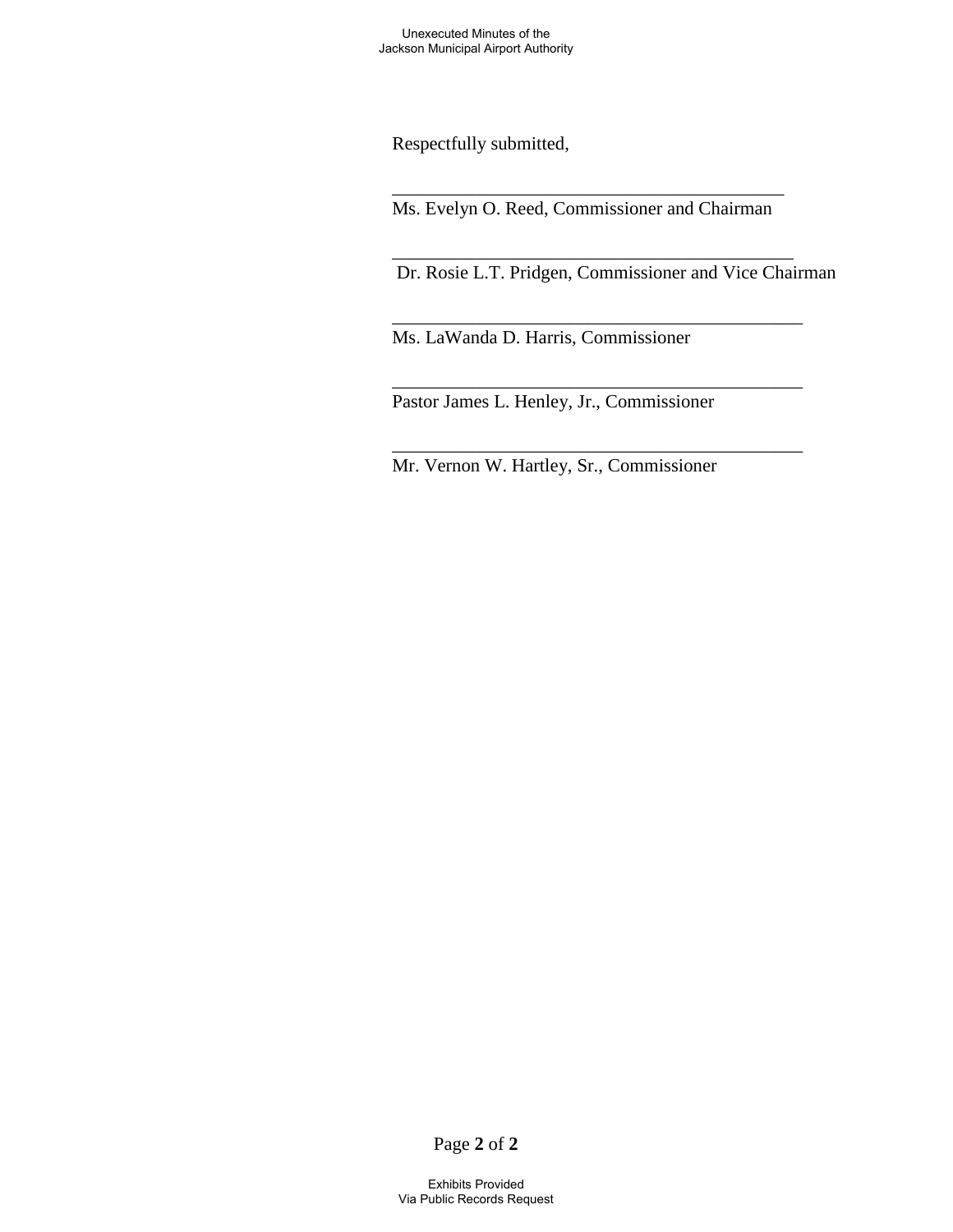Respectfully submitted,

\_\_\_\_\_\_\_\_\_\_\_\_\_\_\_\_\_\_\_\_\_\_\_\_\_\_\_\_\_\_\_\_\_\_\_\_\_\_\_\_\_\_\_
Ms. Evelyn O. Reed, Commissioner and Chairman

\_\_\_\_\_\_\_\_\_\_\_\_\_\_\_\_\_\_\_\_\_\_\_\_\_\_\_\_\_\_\_\_\_\_\_\_\_\_\_\_\_\_\_
Dr. Rosie L.T. Pridgen, Commissioner and Vice Chairman

\_\_\_\_\_\_\_\_\_\_\_\_\_\_\_\_\_\_\_\_\_\_\_\_\_\_\_\_\_\_\_\_\_\_\_\_\_\_\_\_\_\_\_
Ms. LaWanda D. Harris, Commissioner

\_\_\_\_\_\_\_\_\_\_\_\_\_\_\_\_\_\_\_\_\_\_\_\_\_\_\_\_\_\_\_\_\_\_\_\_\_\_\_\_\_\_\_
Pastor James L. Henley, Jr., Commissioner

\_\_\_\_\_\_\_\_\_\_\_\_\_\_\_\_\_\_\_\_\_\_\_\_\_\_\_\_\_\_\_\_\_\_\_\_\_\_\_\_\_\_\_
Mr. Vernon W. Hartley, Sr., Commissioner

Exhibits Provided
Via Public Records Request